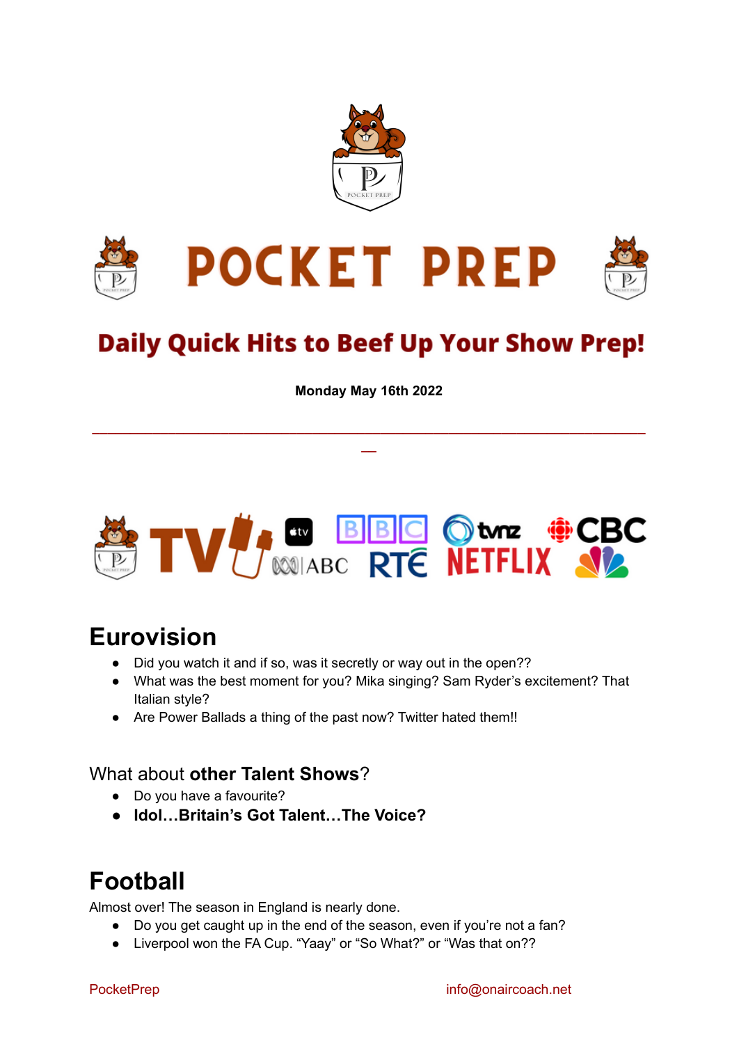# POCKET PREP

## Daily Quick Hits to Beef Up Your Show Prep!

**Monday May 16th 2022**

---

## Eurovision

- Did you watch it and if so, was it secretly or way out in the open??
- What was the best moment for you? Mika singing? Sam Ryder's excitement? That Italian style?
- Are Power Ballads a thing of the past now? Twitter hated them!!

### What about **other Talent Shows**?

- Do you have a favourite?
- **Idol…Britain's Got Talent…The Voice?**

## Football

Almost over! The season in England is nearly done.

- Do you get caught up in the end of the season, even if you're not a fan?
- Liverpool won the FA Cup. "Yaay" or "So What?" or "Was that on??

PocketPrep info@onaircoach.net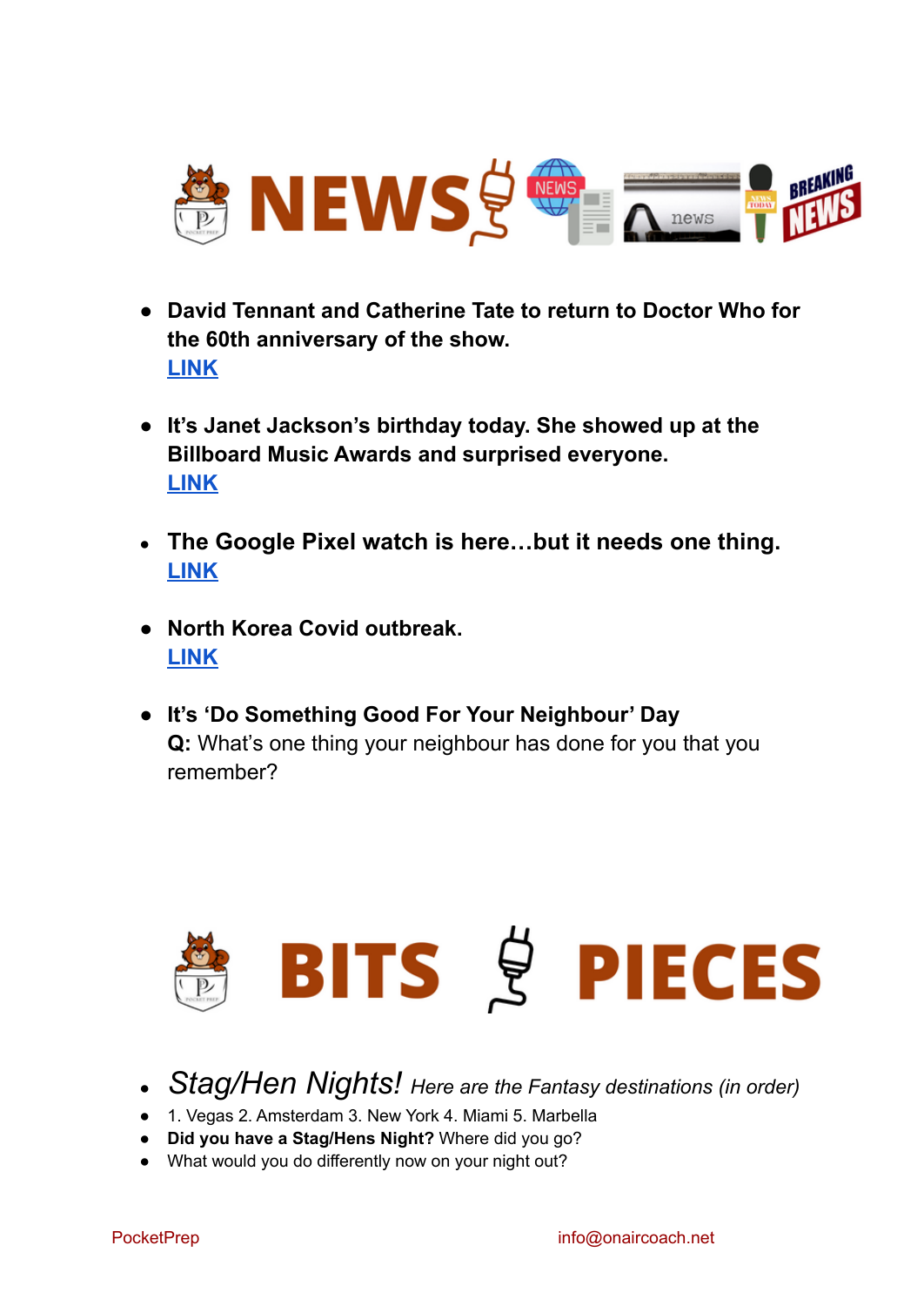# NEWS

- **David Tennant and Catherine Tate to return to Doctor Who for the 60th anniversary of the show.**
  **LINK**

- **It's Janet Jackson's birthday today. She showed up at the Billboard Music Awards and surprised everyone.**
  **LINK**

- **The Google Pixel watch is here…but it needs one thing.**
  **LINK**

- **North Korea Covid outbreak.**
  **LINK**

- **It's 'Do Something Good For Your Neighbour' Day**
  **Q:** What's one thing your neighbour has done for you that you remember?

# BITS PIECES

- *Stag/Hen Nights! Here are the Fantasy destinations (in order)*
- 1. Vegas 2. Amsterdam 3. New York 4. Miami 5. Marbella
- **Did you have a Stag/Hens Night?** Where did you go?
- What would you do differently now on your night out?

PocketPrep info@onaircoach.net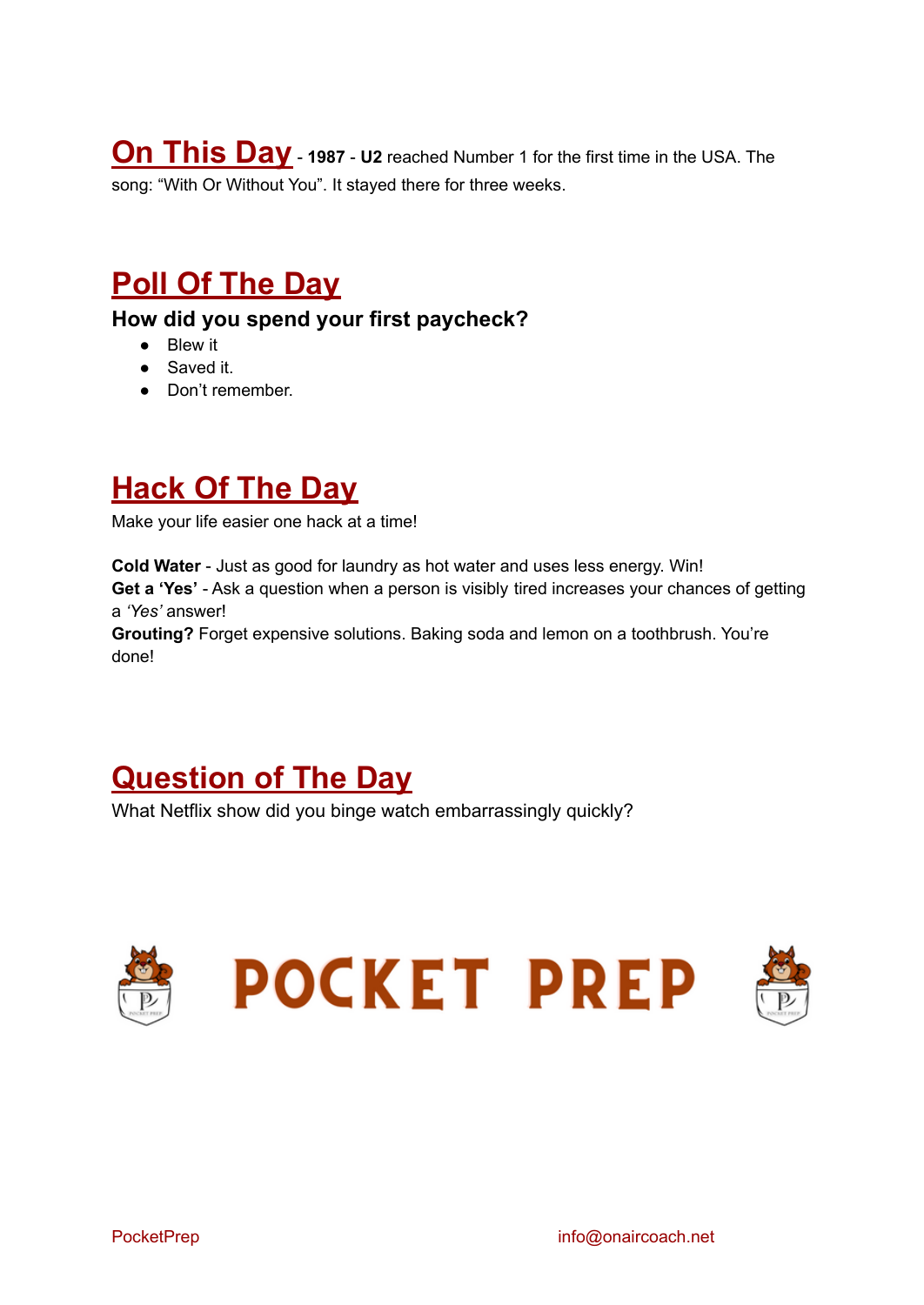## On This Day

**1987** - **U2** reached Number 1 for the first time in the USA. The song: "With Or Without You". It stayed there for three weeks.

## Poll Of The Day

**How did you spend your first paycheck?**

- Blew it
- Saved it.
- Don't remember.

## Hack Of The Day

Make your life easier one hack at a time!

**Cold Water** - Just as good for laundry as hot water and uses less energy. Win!
**Get a 'Yes'** - Ask a question when a person is visibly tired increases your chances of getting a *'Yes'* answer!
**Grouting?** Forget expensive solutions. Baking soda and lemon on a toothbrush. You're done!

## Question of The Day

What Netflix show did you binge watch embarrassingly quickly?

POCKET PREP